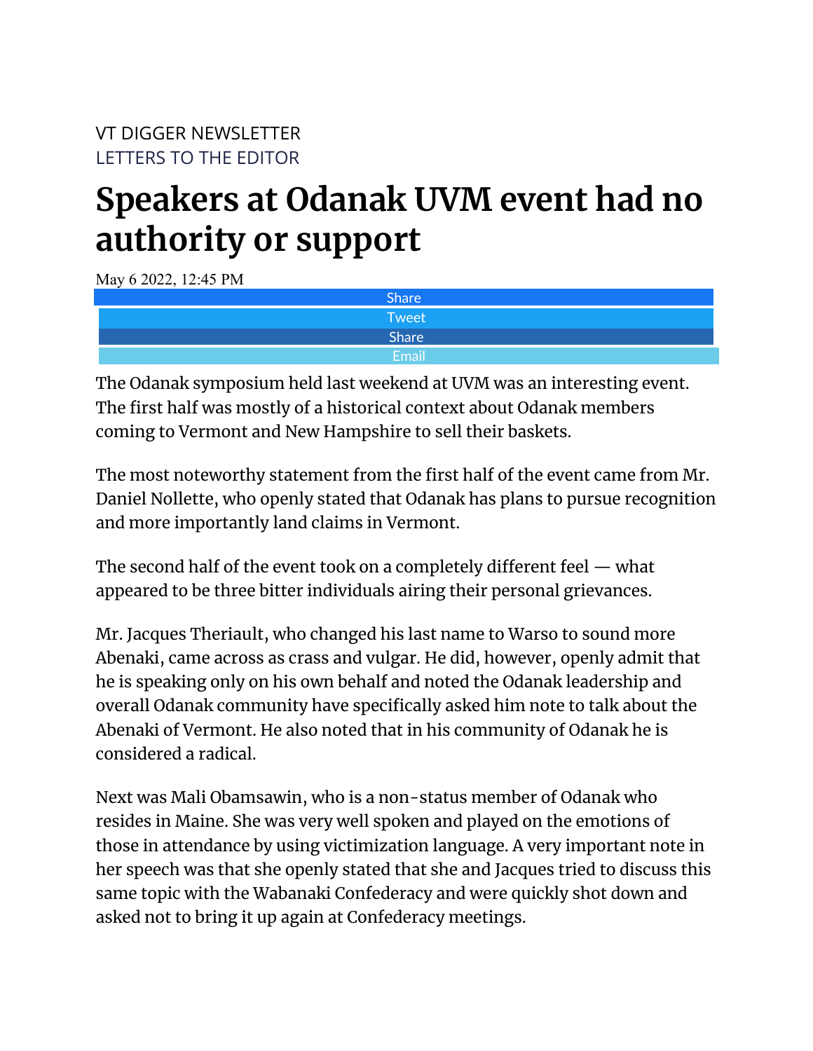VT DIGGER NEWSLETTER
LETTERS TO THE EDITOR

# Speakers at Odanak UVM event had no authority or support

May 6 2022, 12:45 PM

Share
Tweet
Share
Email

The Odanak symposium held last weekend at UVM was an interesting event. The first half was mostly of a historical context about Odanak members coming to Vermont and New Hampshire to sell their baskets.

The most noteworthy statement from the first half of the event came from Mr. Daniel Nollette, who openly stated that Odanak has plans to pursue recognition and more importantly land claims in Vermont.

The second half of the event took on a completely different feel — what appeared to be three bitter individuals airing their personal grievances.

Mr. Jacques Theriault, who changed his last name to Warso to sound more Abenaki, came across as crass and vulgar. He did, however, openly admit that he is speaking only on his own behalf and noted the Odanak leadership and overall Odanak community have specifically asked him note to talk about the Abenaki of Vermont. He also noted that in his community of Odanak he is considered a radical.

Next was Mali Obamsawin, who is a non-status member of Odanak who resides in Maine. She was very well spoken and played on the emotions of those in attendance by using victimization language. A very important note in her speech was that she openly stated that she and Jacques tried to discuss this same topic with the Wabanaki Confederacy and were quickly shot down and asked not to bring it up again at Confederacy meetings.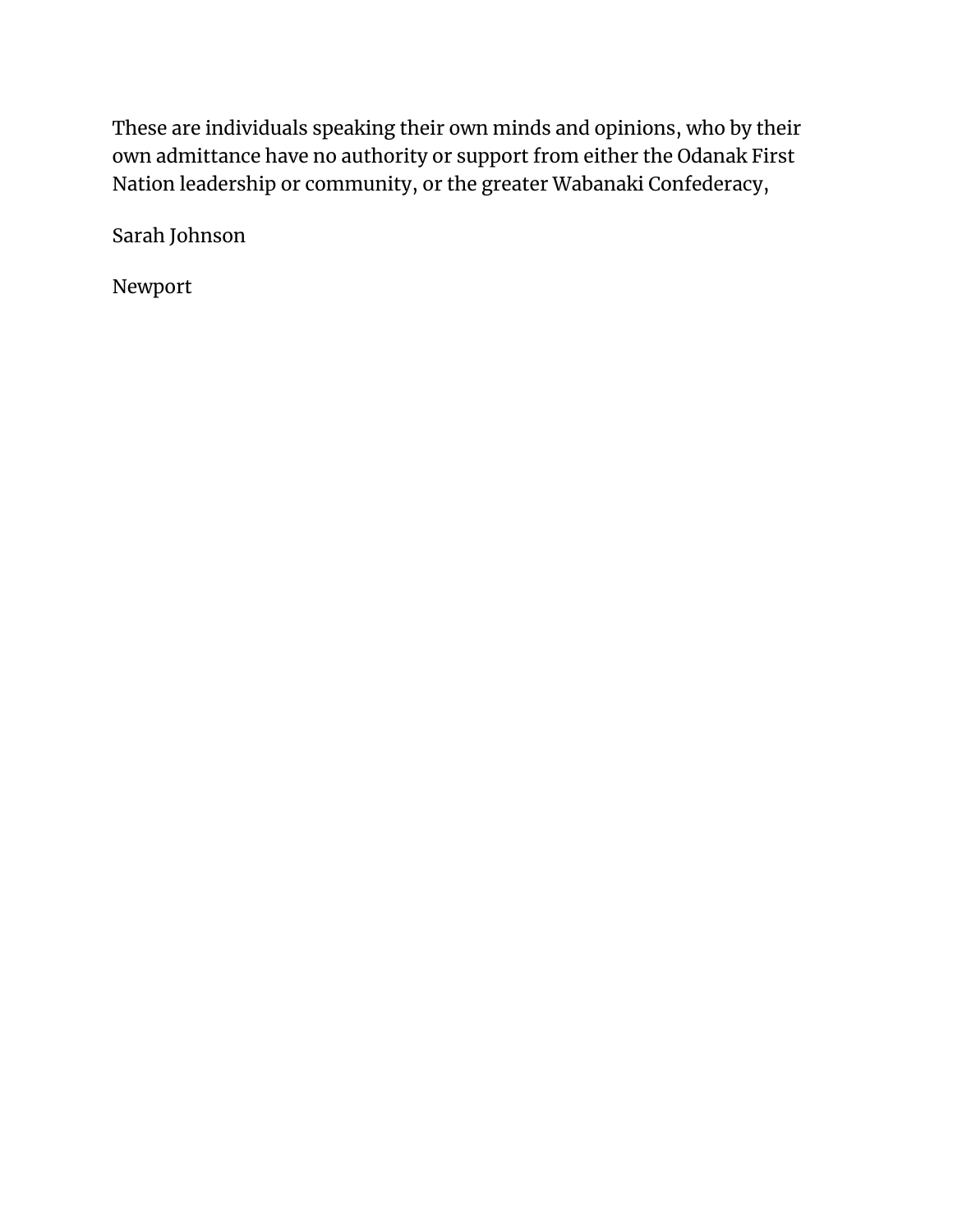These are individuals speaking their own minds and opinions, who by their own admittance have no authority or support from either the Odanak First Nation leadership or community, or the greater Wabanaki Confederacy,

Sarah Johnson

Newport